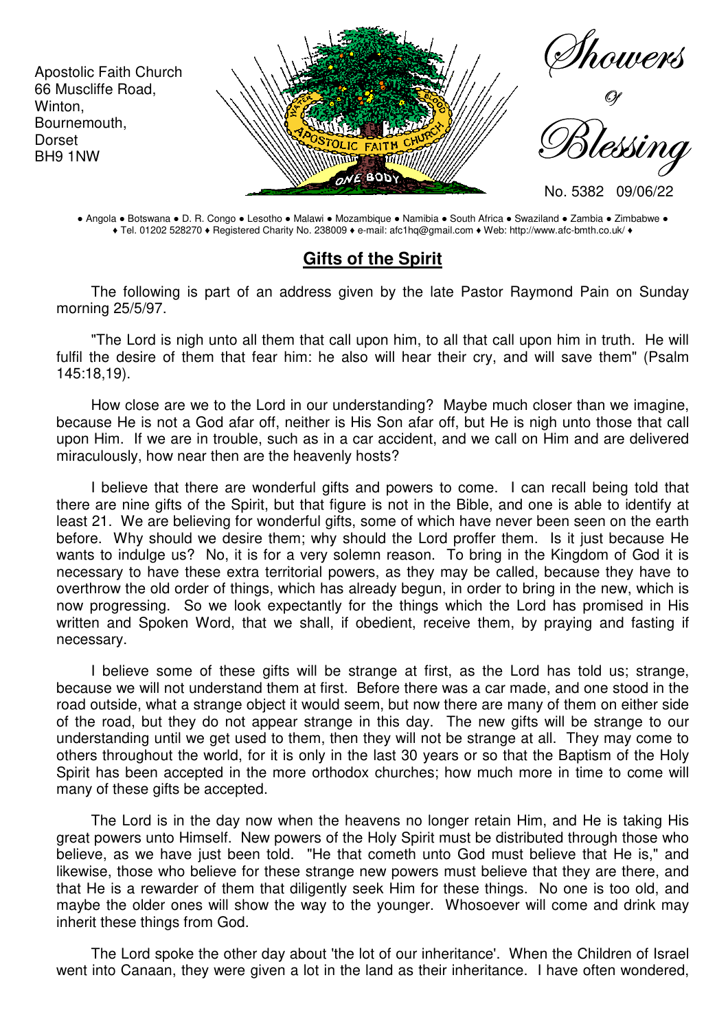Apostolic Faith Church
66 Muscliffe Road,
Winton,
Bournemouth,
Dorset
BH9 1NW

# Showers Of Blessing

No. 5382 09/06/22

● Angola ● Botswana ● D. R. Congo ● Lesotho ● Malawi ● Mozambique ● Namibia ● South Africa ● Swaziland ● Zambia ● Zimbabwe ●
♦ Tel. 01202 528270 ♦ Registered Charity No. 238009 ♦ e-mail: afc1hq@gmail.com ♦ Web: http://www.afc-bmth.co.uk/ ♦

## Gifts of the Spirit

The following is part of an address given by the late Pastor Raymond Pain on Sunday morning 25/5/97.

"The Lord is nigh unto all them that call upon him, to all that call upon him in truth. He will fulfil the desire of them that fear him: he also will hear their cry, and will save them" (Psalm 145:18,19).

How close are we to the Lord in our understanding? Maybe much closer than we imagine, because He is not a God afar off, neither is His Son afar off, but He is nigh unto those that call upon Him. If we are in trouble, such as in a car accident, and we call on Him and are delivered miraculously, how near then are the heavenly hosts?

I believe that there are wonderful gifts and powers to come. I can recall being told that there are nine gifts of the Spirit, but that figure is not in the Bible, and one is able to identify at least 21. We are believing for wonderful gifts, some of which have never been seen on the earth before. Why should we desire them; why should the Lord proffer them. Is it just because He wants to indulge us? No, it is for a very solemn reason. To bring in the Kingdom of God it is necessary to have these extra territorial powers, as they may be called, because they have to overthrow the old order of things, which has already begun, in order to bring in the new, which is now progressing. So we look expectantly for the things which the Lord has promised in His written and Spoken Word, that we shall, if obedient, receive them, by praying and fasting if necessary.

I believe some of these gifts will be strange at first, as the Lord has told us; strange, because we will not understand them at first. Before there was a car made, and one stood in the road outside, what a strange object it would seem, but now there are many of them on either side of the road, but they do not appear strange in this day. The new gifts will be strange to our understanding until we get used to them, then they will not be strange at all. They may come to others throughout the world, for it is only in the last 30 years or so that the Baptism of the Holy Spirit has been accepted in the more orthodox churches; how much more in time to come will many of these gifts be accepted.

The Lord is in the day now when the heavens no longer retain Him, and He is taking His great powers unto Himself. New powers of the Holy Spirit must be distributed through those who believe, as we have just been told. "He that cometh unto God must believe that He is," and likewise, those who believe for these strange new powers must believe that they are there, and that He is a rewarder of them that diligently seek Him for these things. No one is too old, and maybe the older ones will show the way to the younger. Whosoever will come and drink may inherit these things from God.

The Lord spoke the other day about 'the lot of our inheritance'. When the Children of Israel went into Canaan, they were given a lot in the land as their inheritance. I have often wondered,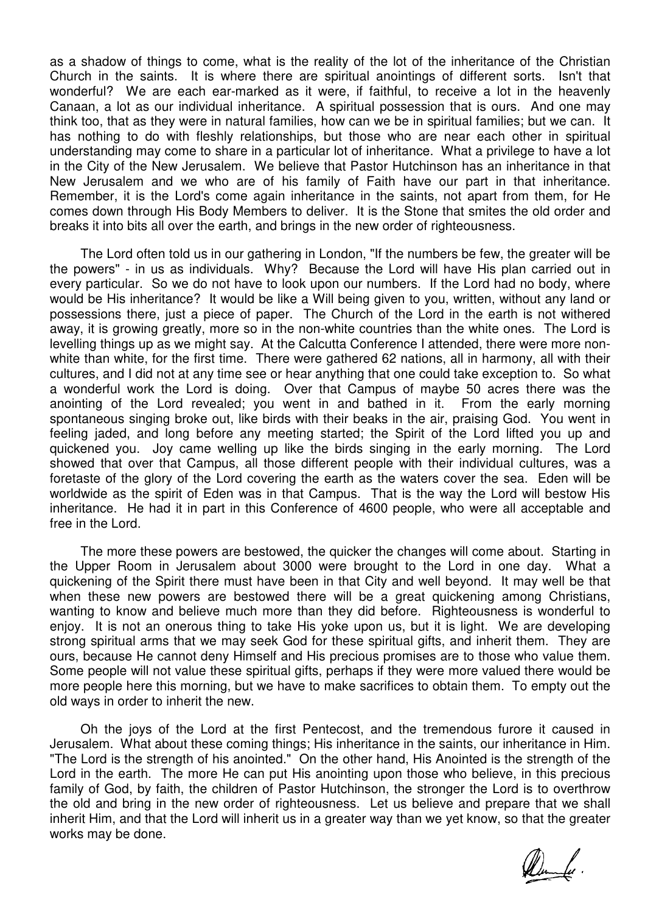as a shadow of things to come, what is the reality of the lot of the inheritance of the Christian Church in the saints. It is where there are spiritual anointings of different sorts. Isn't that wonderful? We are each ear-marked as it were, if faithful, to receive a lot in the heavenly Canaan, a lot as our individual inheritance. A spiritual possession that is ours. And one may think too, that as they were in natural families, how can we be in spiritual families; but we can. It has nothing to do with fleshly relationships, but those who are near each other in spiritual understanding may come to share in a particular lot of inheritance. What a privilege to have a lot in the City of the New Jerusalem. We believe that Pastor Hutchinson has an inheritance in that New Jerusalem and we who are of his family of Faith have our part in that inheritance. Remember, it is the Lord's come again inheritance in the saints, not apart from them, for He comes down through His Body Members to deliver. It is the Stone that smites the old order and breaks it into bits all over the earth, and brings in the new order of righteousness.

The Lord often told us in our gathering in London, "If the numbers be few, the greater will be the powers" - in us as individuals. Why? Because the Lord will have His plan carried out in every particular. So we do not have to look upon our numbers. If the Lord had no body, where would be His inheritance? It would be like a Will being given to you, written, without any land or possessions there, just a piece of paper. The Church of the Lord in the earth is not withered away, it is growing greatly, more so in the non-white countries than the white ones. The Lord is levelling things up as we might say. At the Calcutta Conference I attended, there were more non-white than white, for the first time. There were gathered 62 nations, all in harmony, all with their cultures, and I did not at any time see or hear anything that one could take exception to. So what a wonderful work the Lord is doing. Over that Campus of maybe 50 acres there was the anointing of the Lord revealed; you went in and bathed in it. From the early morning spontaneous singing broke out, like birds with their beaks in the air, praising God. You went in feeling jaded, and long before any meeting started; the Spirit of the Lord lifted you up and quickened you. Joy came welling up like the birds singing in the early morning. The Lord showed that over that Campus, all those different people with their individual cultures, was a foretaste of the glory of the Lord covering the earth as the waters cover the sea. Eden will be worldwide as the spirit of Eden was in that Campus. That is the way the Lord will bestow His inheritance. He had it in part in this Conference of 4600 people, who were all acceptable and free in the Lord.

The more these powers are bestowed, the quicker the changes will come about. Starting in the Upper Room in Jerusalem about 3000 were brought to the Lord in one day. What a quickening of the Spirit there must have been in that City and well beyond. It may well be that when these new powers are bestowed there will be a great quickening among Christians, wanting to know and believe much more than they did before. Righteousness is wonderful to enjoy. It is not an onerous thing to take His yoke upon us, but it is light. We are developing strong spiritual arms that we may seek God for these spiritual gifts, and inherit them. They are ours, because He cannot deny Himself and His precious promises are to those who value them. Some people will not value these spiritual gifts, perhaps if they were more valued there would be more people here this morning, but we have to make sacrifices to obtain them. To empty out the old ways in order to inherit the new.

Oh the joys of the Lord at the first Pentecost, and the tremendous furore it caused in Jerusalem. What about these coming things; His inheritance in the saints, our inheritance in Him. "The Lord is the strength of his anointed." On the other hand, His Anointed is the strength of the Lord in the earth. The more He can put His anointing upon those who believe, in this precious family of God, by faith, the children of Pastor Hutchinson, the stronger the Lord is to overthrow the old and bring in the new order of righteousness. Let us believe and prepare that we shall inherit Him, and that the Lord will inherit us in a greater way than we yet know, so that the greater works may be done.